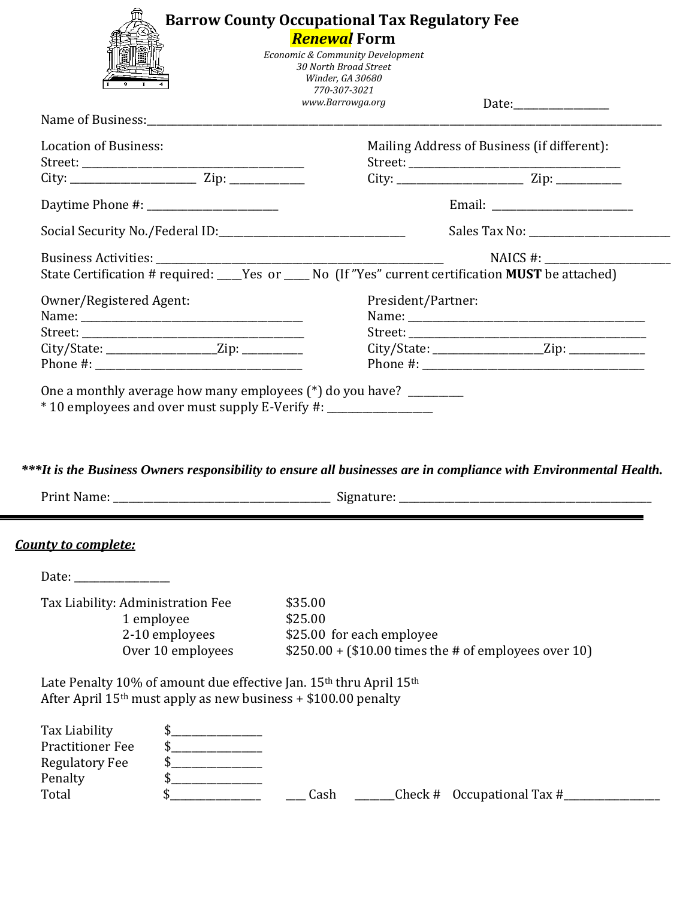# Barrow County Occupational Tax Regulatory Fee

## ***Renewal*** Form

*Economic & Community Development*
*30 North Broad Street*
*Winder, GA 30680*
*770-307-3021*
*www.Barrowga.org*

Date:_________________

Name of Business:_______________________________________________________________________________________

Location of Business:
Street: ___________________________________________
City: ________________________ Zip: ______________

Mailing Address of Business (if different):
Street: _________________________________________
City: ________________________ Zip: ____________

Daytime Phone #: _________________________

Email: ___________________________

Social Security No./Federal ID:____________________________________

Sales Tax No: ___________________________

Business Activities: ________________________________________________________

NAICS #: ________________________

State Certification # required: ____Yes or ____ No (If "Yes" current certification **MUST** be attached)

Owner/Registered Agent:
Name: ___________________________________________
Street: ___________________________________________
City/State: ____________________Zip: ___________
Phone #: ________________________________________

President/Partner:
Name: ____________________________________________
Street: ____________________________________________
City/State: ____________________Zip: ______________
Phone #: __________________________________________

One a monthly average how many employees (*) do you have? __________
* 10 employees and over must supply E-Verify #: ___________________

***It is the Business Owners responsibility to ensure all businesses are in compliance with Environmental Health.***

Print Name: __________________________________________ Signature: _________________________________________________

---

***County to complete:***

Date: _________________

| Tax Liability: Administration Fee | $35.00 |
|---|---|
| 1 employee | $25.00 |
| 2-10 employees | $25.00 for each employee |
| Over 10 employees | $250.00 + ($10.00 times the # of employees over 10) |

Late Penalty 10% of amount due effective Jan. 15th thru April 15th
After April 15th must apply as new business + $100.00 penalty

| | |
|---|---|
| Tax Liability | $________________ |
| Practitioner Fee | $________________ |
| Regulatory Fee | $________________ |
| Penalty | $________________ |
| Total | $________________ |

___ Cash _______Check # Occupational Tax #_________________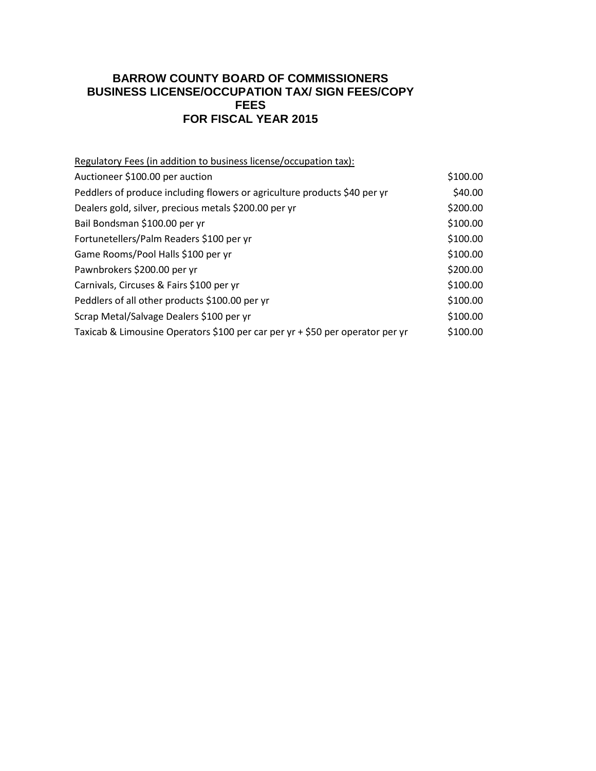# BARROW COUNTY BOARD OF COMMISSIONERS
## BUSINESS LICENSE/OCCUPATION TAX/ SIGN FEES/COPY FEES
## FOR FISCAL YEAR 2015

<u>Regulatory Fees (in addition to business license/occupation tax):</u>

| | |
|---|---|
| Auctioneer $100.00 per auction | $100.00 |
| Peddlers of produce including flowers or agriculture products $40 per yr | $40.00 |
| Dealers gold, silver, precious metals $200.00 per yr | $200.00 |
| Bail Bondsman $100.00 per yr | $100.00 |
| Fortunetellers/Palm Readers $100 per yr | $100.00 |
| Game Rooms/Pool Halls $100 per yr | $100.00 |
| Pawnbrokers $200.00 per yr | $200.00 |
| Carnivals, Circuses & Fairs $100 per yr | $100.00 |
| Peddlers of all other products $100.00 per yr | $100.00 |
| Scrap Metal/Salvage Dealers $100 per yr | $100.00 |
| Taxicab & Limousine Operators $100 per car per yr + $50 per operator per yr | $100.00 |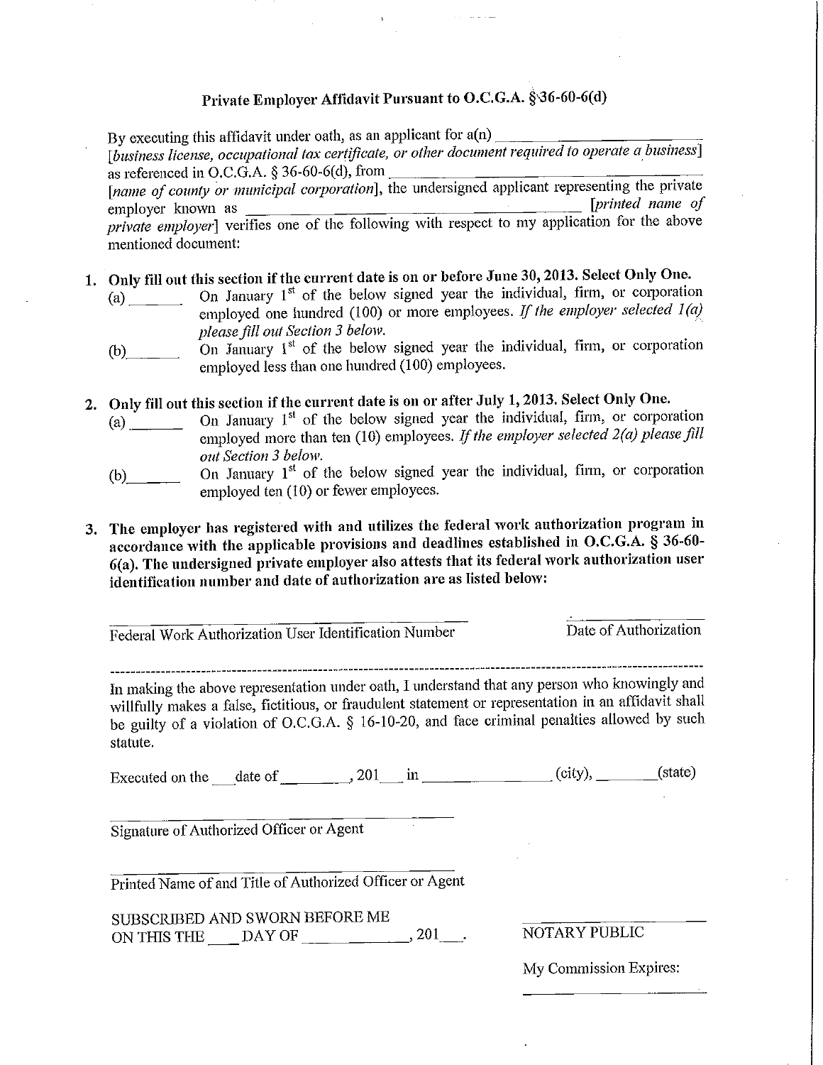# Private Employer Affidavit Pursuant to O.C.G.A. § 36-60-6(d)

By executing this affidavit under oath, as an applicant for a(n) ______________________ [*business license, occupational tax certificate, or other document required to operate a business*] as referenced in O.C.G.A. § 36-60-6(d), from ______________________ [*name of county or municipal corporation*], the undersigned applicant representing the private employer known as ______________________ [*printed name of private employer*] verifies one of the following with respect to my application for the above mentioned document:

1. **Only fill out this section if the current date is on or before June 30, 2013. Select Only One.**
   - (a) ______ On January 1st of the below signed year the individual, firm, or corporation employed one hundred (100) or more employees. *If the employer selected 1(a) please fill out Section 3 below.*
   - (b) ______ On January 1st of the below signed year the individual, firm, or corporation employed less than one hundred (100) employees.

2. **Only fill out this section if the current date is on or after July 1, 2013. Select Only One.**
   - (a) ______ On January 1st of the below signed year the individual, firm, or corporation employed more than ten (10) employees. *If the employer selected 2(a) please fill out Section 3 below.*
   - (b) ______ On January 1st of the below signed year the individual, firm, or corporation employed ten (10) or fewer employees.

3. **The employer has registered with and utilizes the federal work authorization program in accordance with the applicable provisions and deadlines established in O.C.G.A. § 36-60-6(a). The undersigned private employer also attests that its federal work authorization user identification number and date of authorization are as listed below:**

______________________________________ &nbsp;&nbsp;&nbsp;&nbsp; ______________
Federal Work Authorization User Identification Number &nbsp;&nbsp;&nbsp;&nbsp; Date of Authorization

---

In making the above representation under oath, I understand that any person who knowingly and willfully makes a false, fictitious, or fraudulent statement or representation in an affidavit shall be guilty of a violation of O.C.G.A. § 16-10-20, and face criminal penalties allowed by such statute.

Executed on the ___ date of ________, 201___ in ______________ (city), ________ (state)

______________________________
Signature of Authorized Officer or Agent

______________________________
Printed Name of and Title of Authorized Officer or Agent

SUBSCRIBED AND SWORN BEFORE ME
ON THIS THE ___ DAY OF ____________, 201___.

______________________
NOTARY PUBLIC

My Commission Expires:

______________________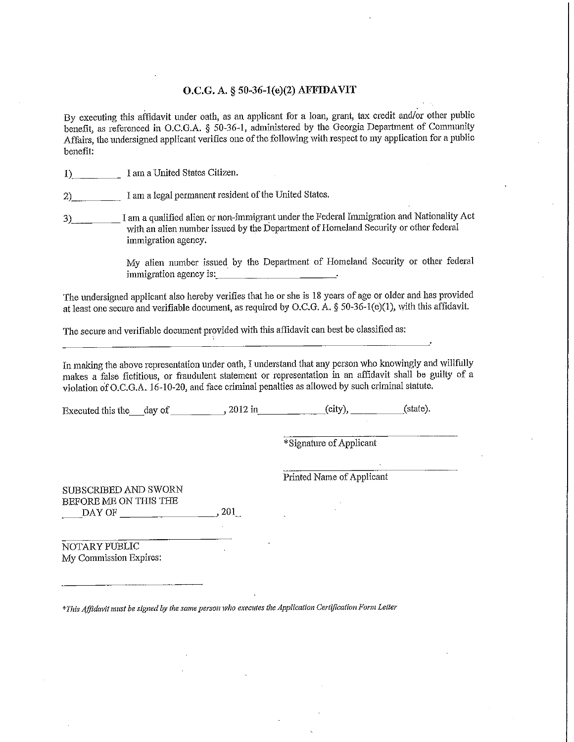## O.C.G. A. § 50-36-1(e)(2) AFFIDAVIT

By executing this affidavit under oath, as an applicant for a loan, grant, tax credit and/or other public benefit, as referenced in O.C.G.A. § 50-36-1, administered by the Georgia Department of Community Affairs, the undersigned applicant verifies one of the following with respect to my application for a public benefit:

1)__________ I am a United States Citizen.

2)__________ I am a legal permanent resident of the United States.

3)__________ I am a qualified alien or non-immigrant under the Federal Immigration and Nationality Act with an alien number issued by the Department of Homeland Security or other federal immigration agency.

My alien number issued by the Department of Homeland Security or other federal immigration agency is:______________________.

The undersigned applicant also hereby verifies that he or she is 18 years of age or older and has provided at least one secure and verifiable document, as required by O.C.G. A. § 50-36-1(e)(1), with this affidavit.

The secure and verifiable document provided with this affidavit can best be classified as:

______________________________________________________________.

In making the above representation under oath, I understand that any person who knowingly and willfully makes a false fictitious, or fraudulent statement or representation in an affidavit shall be guilty of a violation of O.C.G.A. 16-10-20, and face criminal penalties as allowed by such criminal statute.

Executed this the___day of__________, 2012 in____________(city), __________(state).

______________________________
*Signature of Applicant

______________________________
Printed Name of Applicant

SUBSCRIBED AND SWORN
BEFORE ME ON THIS THE
____DAY OF __________________, 201_

______________________________
NOTARY PUBLIC
My Commission Expires:

______________________________

*This Affidavit must be signed by the same person who executes the Application Certification Form Letter*